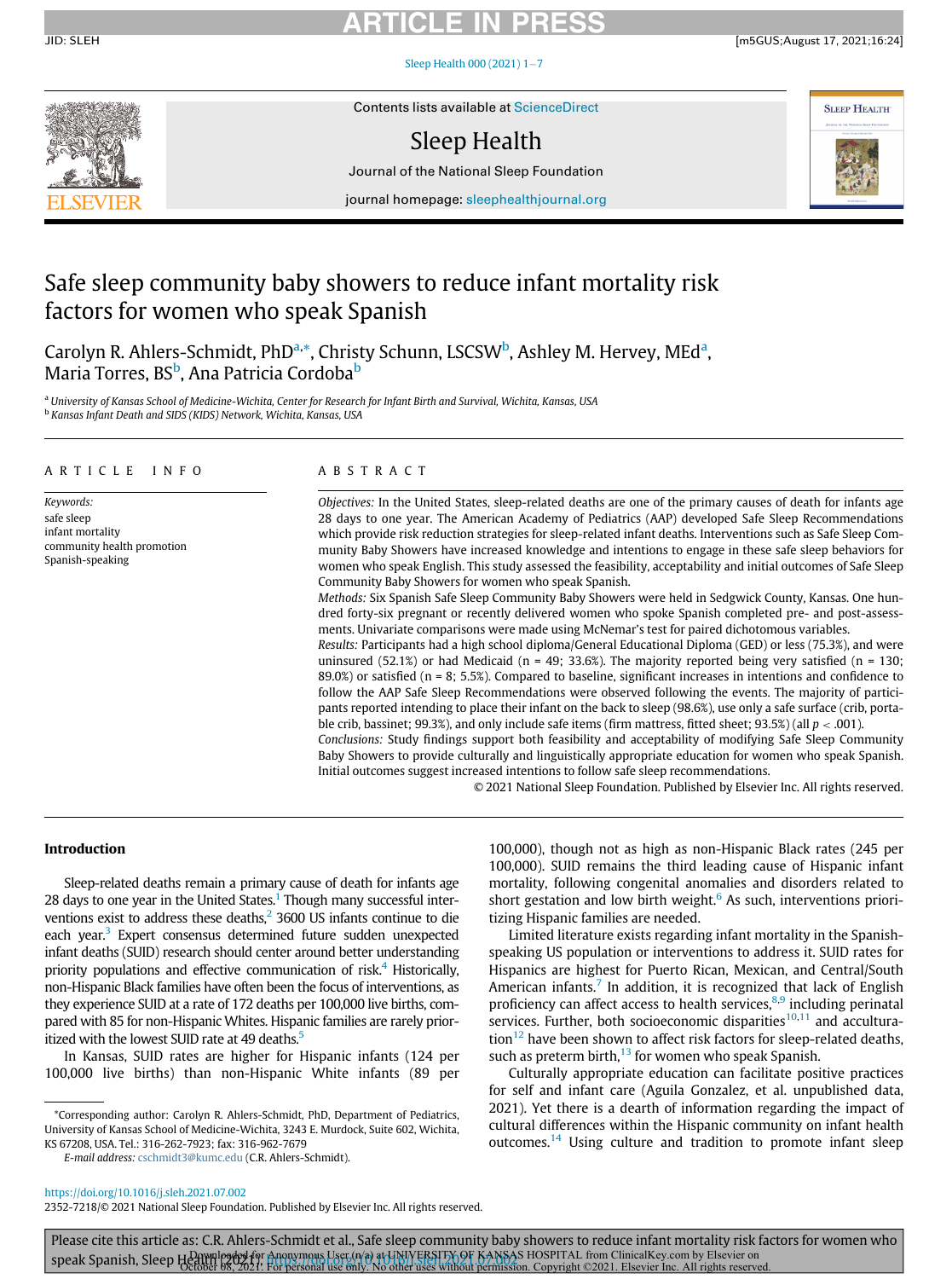# Safe sleep community baby showers to reduce infant mortality risk factors for women who speak Spanish

Carolyn R. Ahlers-Schmidt, PhD[a,*], Christy Schunn, LSCSW[b], Ashley M. Hervey, MEd[a], Maria Torres, BS[b], Ana Patricia Cordoba[b]

[a] *University of Kansas School of Medicine-Wichita, Center for Research for Infant Birth and Survival, Wichita, Kansas, USA*
[b] *Kansas Infant Death and SIDS (KIDS) Network, Wichita, Kansas, USA*

## ARTICLE INFO

*Keywords:*
safe sleep
infant mortality
community health promotion
Spanish-speaking

## ABSTRACT

*Objectives:* In the United States, sleep-related deaths are one of the primary causes of death for infants age 28 days to one year. The American Academy of Pediatrics (AAP) developed Safe Sleep Recommendations which provide risk reduction strategies for sleep-related infant deaths. Interventions such as Safe Sleep Community Baby Showers have increased knowledge and intentions to engage in these safe sleep behaviors for women who speak English. This study assessed the feasibility, acceptability and initial outcomes of Safe Sleep Community Baby Showers for women who speak Spanish.

*Methods:* Six Spanish Safe Sleep Community Baby Showers were held in Sedgwick County, Kansas. One hundred forty-six pregnant or recently delivered women who spoke Spanish completed pre- and post-assessments. Univariate comparisons were made using McNemar's test for paired dichotomous variables.

*Results:* Participants had a high school diploma/General Educational Diploma (GED) or less (75.3%), and were uninsured (52.1%) or had Medicaid (n = 49; 33.6%). The majority reported being very satisfied (n = 130; 89.0%) or satisfied (n = 8; 5.5%). Compared to baseline, significant increases in intentions and confidence to follow the AAP Safe Sleep Recommendations were observed following the events. The majority of participants reported intending to place their infant on the back to sleep (98.6%), use only a safe surface (crib, portable crib, bassinet; 99.3%), and only include safe items (firm mattress, fitted sheet; 93.5%) (all $p < .001$).

*Conclusions:* Study findings support both feasibility and acceptability of modifying Safe Sleep Community Baby Showers to provide culturally and linguistically appropriate education for women who speak Spanish. Initial outcomes suggest increased intentions to follow safe sleep recommendations.

© 2021 National Sleep Foundation. Published by Elsevier Inc. All rights reserved.

## Introduction

Sleep-related deaths remain a primary cause of death for infants age 28 days to one year in the United States.[1] Though many successful interventions exist to address these deaths,[2] 3600 US infants continue to die each year.[3] Expert consensus determined future sudden unexpected infant deaths (SUID) research should center around better understanding priority populations and effective communication of risk.[4] Historically, non-Hispanic Black families have often been the focus of interventions, as they experience SUID at a rate of 172 deaths per 100,000 live births, compared with 85 for non-Hispanic Whites. Hispanic families are rarely prioritized with the lowest SUID rate at 49 deaths.[5]

In Kansas, SUID rates are higher for Hispanic infants (124 per 100,000 live births) than non-Hispanic White infants (89 per 100,000), though not as high as non-Hispanic Black rates (245 per 100,000). SUID remains the third leading cause of Hispanic infant mortality, following congenital anomalies and disorders related to short gestation and low birth weight.[6] As such, interventions prioritizing Hispanic families are needed.

Limited literature exists regarding infant mortality in the Spanish-speaking US population or interventions to address it. SUID rates for Hispanics are highest for Puerto Rican, Mexican, and Central/South American infants.[7] In addition, it is recognized that lack of English proficiency can affect access to health services,[8,9] including perinatal services. Further, both socioeconomic disparities[10,11] and acculturation[12] have been shown to affect risk factors for sleep-related deaths, such as preterm birth,[13] for women who speak Spanish.

Culturally appropriate education can facilitate positive practices for self and infant care (Aguila Gonzalez, et al. unpublished data, 2021). Yet there is a dearth of information regarding the impact of cultural differences within the Hispanic community on infant health outcomes.[14] Using culture and tradition to promote infant sleep

---

*Corresponding author: Carolyn R. Ahlers-Schmidt, PhD, Department of Pediatrics, University of Kansas School of Medicine-Wichita, 3243 E. Murdock, Suite 602, Wichita, KS 67208, USA. Tel.: 316-262-7923; fax: 316-962-7679

*E-mail address:* cschmidt3@kumc.edu (C.R. Ahlers-Schmidt).

https://doi.org/10.1016/j.sleh.2021.07.002
2352-7218/© 2021 National Sleep Foundation. Published by Elsevier Inc. All rights reserved.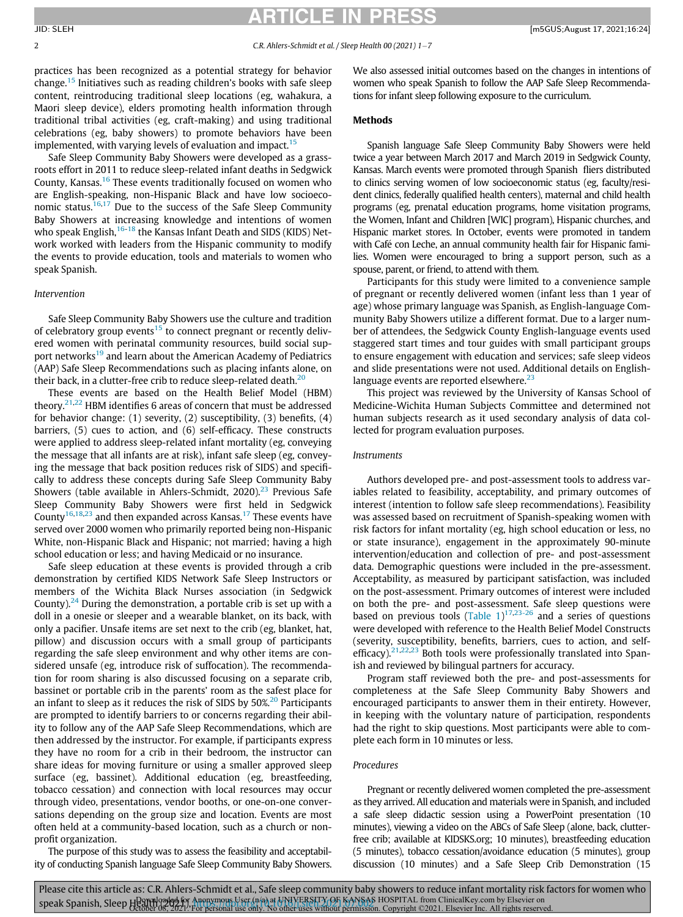practices has been recognized as a potential strategy for behavior change.[15] Initiatives such as reading children's books with safe sleep content, reintroducing traditional sleep locations (eg, wahakura, a Maori sleep device), elders promoting health information through traditional tribal activities (eg, craft-making) and using traditional celebrations (eg, baby showers) to promote behaviors have been implemented, with varying levels of evaluation and impact.[15]

Safe Sleep Community Baby Showers were developed as a grassroots effort in 2011 to reduce sleep-related infant deaths in Sedgwick County, Kansas.[16] These events traditionally focused on women who are English-speaking, non-Hispanic Black and have low socioeconomic status.[16,17] Due to the success of the Safe Sleep Community Baby Showers at increasing knowledge and intentions of women who speak English,[16-18] the Kansas Infant Death and SIDS (KIDS) Network worked with leaders from the Hispanic community to modify the events to provide education, tools and materials to women who speak Spanish.

### Intervention

Safe Sleep Community Baby Showers use the culture and tradition of celebratory group events[15] to connect pregnant or recently delivered women with perinatal community resources, build social support networks[19] and learn about the American Academy of Pediatrics (AAP) Safe Sleep Recommendations such as placing infants alone, on their back, in a clutter-free crib to reduce sleep-related death.[20]

These events are based on the Health Belief Model (HBM) theory.[21,22] HBM identifies 6 areas of concern that must be addressed for behavior change: (1) severity, (2) susceptibility, (3) benefits, (4) barriers, (5) cues to action, and (6) self-efficacy. These constructs were applied to address sleep-related infant mortality (eg, conveying the message that all infants are at risk), infant safe sleep (eg, conveying the message that back position reduces risk of SIDS) and specifically to address these concepts during Safe Sleep Community Baby Showers (table available in Ahlers-Schmidt, 2020).[23] Previous Safe Sleep Community Baby Showers were first held in Sedgwick County[16,18,23] and then expanded across Kansas.[17] These events have served over 2000 women who primarily reported being non-Hispanic White, non-Hispanic Black and Hispanic; not married; having a high school education or less; and having Medicaid or no insurance.

Safe sleep education at these events is provided through a crib demonstration by certified KIDS Network Safe Sleep Instructors or members of the Wichita Black Nurses association (in Sedgwick County).[24] During the demonstration, a portable crib is set up with a doll in a onesie or sleeper and a wearable blanket, on its back, with only a pacifier. Unsafe items are set next to the crib (eg, blanket, hat, pillow) and discussion occurs with a small group of participants regarding the safe sleep environment and why other items are considered unsafe (eg, introduce risk of suffocation). The recommendation for room sharing is also discussed focusing on a separate crib, bassinet or portable crib in the parents' room as the safest place for an infant to sleep as it reduces the risk of SIDS by 50%.[20] Participants are prompted to identify barriers to or concerns regarding their ability to follow any of the AAP Safe Sleep Recommendations, which are then addressed by the instructor. For example, if participants express they have no room for a crib in their bedroom, the instructor can share ideas for moving furniture or using a smaller approved sleep surface (eg, bassinet). Additional education (eg, breastfeeding, tobacco cessation) and connection with local resources may occur through video, presentations, vendor booths, or one-on-one conversations depending on the group size and location. Events are most often held at a community-based location, such as a church or nonprofit organization.

The purpose of this study was to assess the feasibility and acceptability of conducting Spanish language Safe Sleep Community Baby Showers. We also assessed initial outcomes based on the changes in intentions of women who speak Spanish to follow the AAP Safe Sleep Recommendations for infant sleep following exposure to the curriculum.

## Methods

Spanish language Safe Sleep Community Baby Showers were held twice a year between March 2017 and March 2019 in Sedgwick County, Kansas. March events were promoted through Spanish fliers distributed to clinics serving women of low socioeconomic status (eg, faculty/resident clinics, federally qualified health centers), maternal and child health programs (eg, prenatal education programs, home visitation programs, the Women, Infant and Children [WIC] program), Hispanic churches, and Hispanic market stores. In October, events were promoted in tandem with Café con Leche, an annual community health fair for Hispanic families. Women were encouraged to bring a support person, such as a spouse, parent, or friend, to attend with them.

Participants for this study were limited to a convenience sample of pregnant or recently delivered women (infant less than 1 year of age) whose primary language was Spanish, as English-language Community Baby Showers utilize a different format. Due to a larger number of attendees, the Sedgwick County English-language events used staggered start times and tour guides with small participant groups to ensure engagement with education and services; safe sleep videos and slide presentations were not used. Additional details on English-language events are reported elsewhere.[23]

This project was reviewed by the University of Kansas School of Medicine-Wichita Human Subjects Committee and determined not human subjects research as it used secondary analysis of data collected for program evaluation purposes.

### Instruments

Authors developed pre- and post-assessment tools to address variables related to feasibility, acceptability, and primary outcomes of interest (intention to follow safe sleep recommendations). Feasibility was assessed based on recruitment of Spanish-speaking women with risk factors for infant mortality (eg, high school education or less, no or state insurance), engagement in the approximately 90-minute intervention/education and collection of pre- and post-assessment data. Demographic questions were included in the pre-assessment. Acceptability, as measured by participant satisfaction, was included on the post-assessment. Primary outcomes of interest were included on both the pre- and post-assessment. Safe sleep questions were based on previous tools (Table 1)[17,23-26] and a series of questions were developed with reference to the Health Belief Model Constructs (severity, susceptibility, benefits, barriers, cues to action, and self-efficacy).[21,22,23] Both tools were professionally translated into Spanish and reviewed by bilingual partners for accuracy.

Program staff reviewed both the pre- and post-assessments for completeness at the Safe Sleep Community Baby Showers and encouraged participants to answer them in their entirety. However, in keeping with the voluntary nature of participation, respondents had the right to skip questions. Most participants were able to complete each form in 10 minutes or less.

### Procedures

Pregnant or recently delivered women completed the pre-assessment as they arrived. All education and materials were in Spanish, and included a safe sleep didactic session using a PowerPoint presentation (10 minutes), viewing a video on the ABCs of Safe Sleep (alone, back, clutter-free crib; available at KIDSKS.org; 10 minutes), breastfeeding education (5 minutes), tobacco cessation/avoidance education (5 minutes), group discussion (10 minutes) and a Safe Sleep Crib Demonstration (15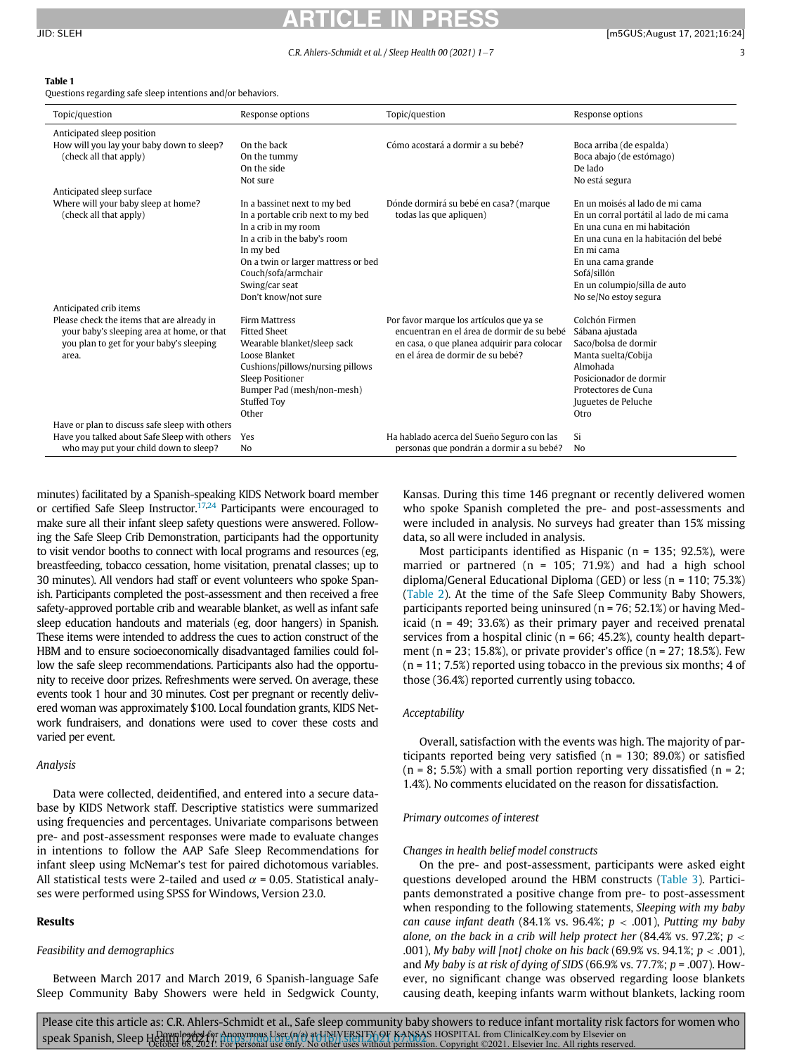**Table 1**
Questions regarding safe sleep intentions and/or behaviors.

| Topic/question | Response options | Topic/question | Response options |
|---|---|---|---|
| Anticipated sleep position | | | |
| How will you lay your baby down to sleep? (check all that apply) | On the back<br>On the tummy<br>On the side<br>Not sure | Cómo acostará a dormir a su bebé? | Boca arriba (de espalda)<br>Boca abajo (de estómago)<br>De lado<br>No está segura |
| Anticipated sleep surface | | | |
| Where will your baby sleep at home? (check all that apply) | In a bassinet next to my bed<br>In a portable crib next to my bed<br>In a crib in my room<br>In a crib in the baby's room<br>In my bed<br>On a twin or larger mattress or bed<br>Couch/sofa/armchair<br>Swing/car seat<br>Don't know/not sure | Dónde dormirá su bebé en casa? (marque todas las que apliquen) | En un moisés al lado de mi cama<br>En un corral portátil al lado de mi cama<br>En una cuna en mi habitación<br>En una cuna en la habitación del bebé<br>En mi cama<br>En una cama grande<br>Sofá/sillón<br>En un columpio/silla de auto<br>No se/No estoy segura |
| Anticipated crib items | | | |
| Please check the items that are already in your baby's sleeping area at home, or that you plan to get for your baby's sleeping area. | Firm Mattress<br>Fitted Sheet<br>Wearable blanket/sleep sack<br>Loose Blanket<br>Cushions/pillows/nursing pillows<br>Sleep Positioner<br>Bumper Pad (mesh/non-mesh)<br>Stuffed Toy<br>Other | Por favor marque los artículos que ya se encuentran en el área de dormir de su bebé en casa, o que planea adquirir para colocar en el área de dormir de su bebé? | Colchón Firmen<br>Sábana ajustada<br>Saco/bolsa de dormir<br>Manta suelta/Cobija<br>Almohada<br>Posicionador de dormir<br>Protectores de Cuna<br>Juguetes de Peluche<br>Otro |
| Have or plan to discuss safe sleep with others | | | |
| Have you talked about Safe Sleep with others who may put your child down to sleep? | Yes<br>No | Ha hablado acerca del Sueño Seguro con las personas que pondrán a dormir a su bebé? | Si<br>No |

minutes) facilitated by a Spanish-speaking KIDS Network board member or certified Safe Sleep Instructor.[17,24] Participants were encouraged to make sure all their infant sleep safety questions were answered. Following the Safe Sleep Crib Demonstration, participants had the opportunity to visit vendor booths to connect with local programs and resources (eg, breastfeeding, tobacco cessation, home visitation, prenatal classes; up to 30 minutes). All vendors had staff or event volunteers who spoke Spanish. Participants completed the post-assessment and then received a free safety-approved portable crib and wearable blanket, as well as infant safe sleep education handouts and materials (eg, door hangers) in Spanish. These items were intended to address the cues to action construct of the HBM and to ensure socioeconomically disadvantaged families could follow the safe sleep recommendations. Participants also had the opportunity to receive door prizes. Refreshments were served. On average, these events took 1 hour and 30 minutes. Cost per pregnant or recently delivered woman was approximately $100. Local foundation grants, KIDS Network fundraisers, and donations were used to cover these costs and varied per event.

### Analysis

Data were collected, deidentified, and entered into a secure database by KIDS Network staff. Descriptive statistics were summarized using frequencies and percentages. Univariate comparisons between pre- and post-assessment responses were made to evaluate changes in intentions to follow the AAP Safe Sleep Recommendations for infant sleep using McNemar's test for paired dichotomous variables. All statistical tests were 2-tailed and used $\alpha = 0.05$. Statistical analyses were performed using SPSS for Windows, Version 23.0.

## Results

### Feasibility and demographics

Between March 2017 and March 2019, 6 Spanish-language Safe Sleep Community Baby Showers were held in Sedgwick County, Kansas. During this time 146 pregnant or recently delivered women who spoke Spanish completed the pre- and post-assessments and were included in analysis. No surveys had greater than 15% missing data, so all were included in analysis.

Most participants identified as Hispanic (n = 135; 92.5%), were married or partnered (n = 105; 71.9%) and had a high school diploma/General Educational Diploma (GED) or less (n = 110; 75.3%) (Table 2). At the time of the Safe Sleep Community Baby Showers, participants reported being uninsured (n = 76; 52.1%) or having Medicaid (n = 49; 33.6%) as their primary payer and received prenatal services from a hospital clinic (n = 66; 45.2%), county health department (n = 23; 15.8%), or private provider's office (n = 27; 18.5%). Few (n = 11; 7.5%) reported using tobacco in the previous six months; 4 of those (36.4%) reported currently using tobacco.

### Acceptability

Overall, satisfaction with the events was high. The majority of participants reported being very satisfied (n = 130; 89.0%) or satisfied (n = 8; 5.5%) with a small portion reporting very dissatisfied (n = 2; 1.4%). No comments elucidated on the reason for dissatisfaction.

### Primary outcomes of interest

#### Changes in health belief model constructs

On the pre- and post-assessment, participants were asked eight questions developed around the HBM constructs (Table 3). Participants demonstrated a positive change from pre- to post-assessment when responding to the following statements, *Sleeping with my baby can cause infant death* (84.1% vs. 96.4%; $p < .001$), *Putting my baby alone, on the back in a crib will help protect her* (84.4% vs. 97.2%; $p < .001$), *My baby will [not] choke on his back* (69.9% vs. 94.1%; $p < .001$), and *My baby is at risk of dying of SIDS* (66.9% vs. 77.7%; $p = .007$). However, no significant change was observed regarding loose blankets causing death, keeping infants warm without blankets, lacking room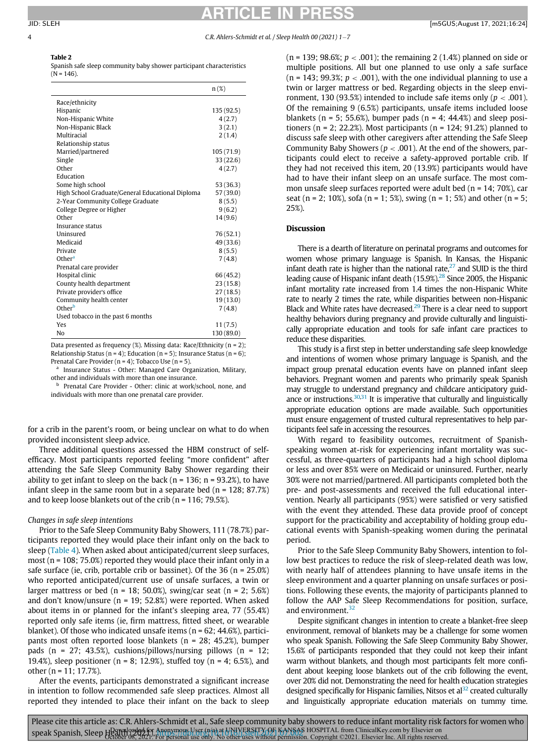**Table 2**

Spanish safe sleep community baby shower participant characteristics (N = 146).

| | n (%) |
|---|---|
| Race/ethnicity | |
| Hispanic | 135 (92.5) |
| Non-Hispanic White | 4 (2.7) |
| Non-Hispanic Black | 3 (2.1) |
| Multiracial | 2 (1.4) |
| Relationship status | |
| Married/partnered | 105 (71.9) |
| Single | 33 (22.6) |
| Other | 4 (2.7) |
| Education | |
| Some high school | 53 (36.3) |
| High School Graduate/General Educational Diploma | 57 (39.0) |
| 2-Year Community College Graduate | 8 (5.5) |
| College Degree or Higher | 9 (6.2) |
| Other | 14 (9.6) |
| Insurance status | |
| Uninsured | 76 (52.1) |
| Medicaid | 49 (33.6) |
| Private | 8 (5.5) |
| Other[a] | 7 (4.8) |
| Prenatal care provider | |
| Hospital clinic | 66 (45.2) |
| County health department | 23 (15.8) |
| Private provider's office | 27 (18.5) |
| Community health center | 19 (13.0) |
| Other[b] | 7 (4.8) |
| Used tobacco in the past 6 months | |
| Yes | 11 (7.5) |
| No | 130 (89.0) |

Data presented as frequency (%). Missing data: Race/Ethnicity (n = 2); Relationship Status (n = 4); Education (n = 5); Insurance Status (n = 6); Prenatal Care Provider (n = 4); Tobacco Use (n = 5).

[a] Insurance Status - Other: Managed Care Organization, Military, other and individuals with more than one insurance.

[b] Prenatal Care Provider - Other: clinic at work/school, none, and individuals with more than one prenatal care provider.

for a crib in the parent's room, or being unclear on what to do when provided inconsistent sleep advice.

Three additional questions assessed the HBM construct of self-efficacy. Most participants reported feeling "more confident" after attending the Safe Sleep Community Baby Shower regarding their ability to get infant to sleep on the back (n = 136; n = 93.2%), to have infant sleep in the same room but in a separate bed (n = 128; 87.7%) and to keep loose blankets out of the crib (n = 116; 79.5%).

*Changes in safe sleep intentions*

Prior to the Safe Sleep Community Baby Showers, 111 (78.7%) participants reported they would place their infant only on the back to sleep (Table 4). When asked about anticipated/current sleep surfaces, most (n = 108; 75.0%) reported they would place their infant only in a safe surface (ie, crib, portable crib or bassinet). Of the 36 (n = 25.0%) who reported anticipated/current use of unsafe surfaces, a twin or larger mattress or bed (n = 18; 50.0%), swing/car seat (n = 2; 5.6%) and don't know/unsure (n = 19; 52.8%) were reported. When asked about items in or planned for the infant's sleeping area, 77 (55.4%) reported only safe items (ie, firm mattress, fitted sheet, or wearable blanket). Of those who indicated unsafe items (n = 62; 44.6%), participants most often reported loose blankets (n = 28; 45.2%), bumper pads (n = 27; 43.5%), cushions/pillows/nursing pillows (n = 12; 19.4%), sleep positioner (n = 8; 12.9%), stuffed toy (n = 4; 6.5%), and other (n = 11; 17.7%).

After the events, participants demonstrated a significant increase in intention to follow recommended safe sleep practices. Almost all reported they intended to place their infant on the back to sleep (n = 139; 98.6%; $p < .001$); the remaining 2 (1.4%) planned on side or multiple positions. All but one planned to use only a safe surface (n = 143; 99.3%; $p < .001$), with the one individual planning to use a twin or larger mattress or bed. Regarding objects in the sleep environment, 130 (93.5%) intended to include safe items only ($p < .001$). Of the remaining 9 (6.5%) participants, unsafe items included loose blankets (n = 5; 55.6%), bumper pads (n = 4; 44.4%) and sleep positioners (n = 2; 22.2%). Most participants (n = 124; 91.2%) planned to discuss safe sleep with other caregivers after attending the Safe Sleep Community Baby Showers ($p < .001$). At the end of the showers, participants could elect to receive a safety-approved portable crib. If they had not received this item, 20 (13.9%) participants would have had to have their infant sleep on an unsafe surface. The most common unsafe sleep surfaces reported were adult bed (n = 14; 70%), car seat (n = 2; 10%), sofa (n = 1; 5%), swing (n = 1; 5%) and other (n = 5; 25%).

## Discussion

There is a dearth of literature on perinatal programs and outcomes for women whose primary language is Spanish. In Kansas, the Hispanic infant death rate is higher than the national rate,[27] and SUID is the third leading cause of Hispanic infant death (15.9%).[28] Since 2005, the Hispanic infant mortality rate increased from 1.4 times the non-Hispanic White rate to nearly 2 times the rate, while disparities between non-Hispanic Black and White rates have decreased.[29] There is a clear need to support healthy behaviors during pregnancy and provide culturally and linguistically appropriate education and tools for safe infant care practices to reduce these disparities.

This study is a first step in better understanding safe sleep knowledge and intentions of women whose primary language is Spanish, and the impact group prenatal education events have on planned infant sleep behaviors. Pregnant women and parents who primarily speak Spanish may struggle to understand pregnancy and childcare anticipatory guidance or instructions.[30,31] It is imperative that culturally and linguistically appropriate education options are made available. Such opportunities must ensure engagement of trusted cultural representatives to help participants feel safe in accessing the resources.

With regard to feasibility outcomes, recruitment of Spanish-speaking women at-risk for experiencing infant mortality was successful, as three-quarters of participants had a high school diploma or less and over 85% were on Medicaid or uninsured. Further, nearly 30% were not married/partnered. All participants completed both the pre- and post-assessments and received the full educational intervention. Nearly all participants (95%) were satisfied or very satisfied with the event they attended. These data provide proof of concept support for the practicability and acceptability of holding group educational events with Spanish-speaking women during the perinatal period.

Prior to the Safe Sleep Community Baby Showers, intention to follow best practices to reduce the risk of sleep-related death was low, with nearly half of attendees planning to have unsafe items in the sleep environment and a quarter planning on unsafe surfaces or positions. Following these events, the majority of participants planned to follow the AAP Safe Sleep Recommendations for position, surface, and environment.[32]

Despite significant changes in intention to create a blanket-free sleep environment, removal of blankets may be a challenge for some women who speak Spanish. Following the Safe Sleep Community Baby Shower, 15.6% of participants responded that they could not keep their infant warm without blankets, and though most participants felt more confident about keeping loose blankets out of the crib following the event, over 20% did not. Demonstrating the need for health education strategies designed specifically for Hispanic families, Nitsos et al[32] created culturally and linguistically appropriate education materials on tummy time.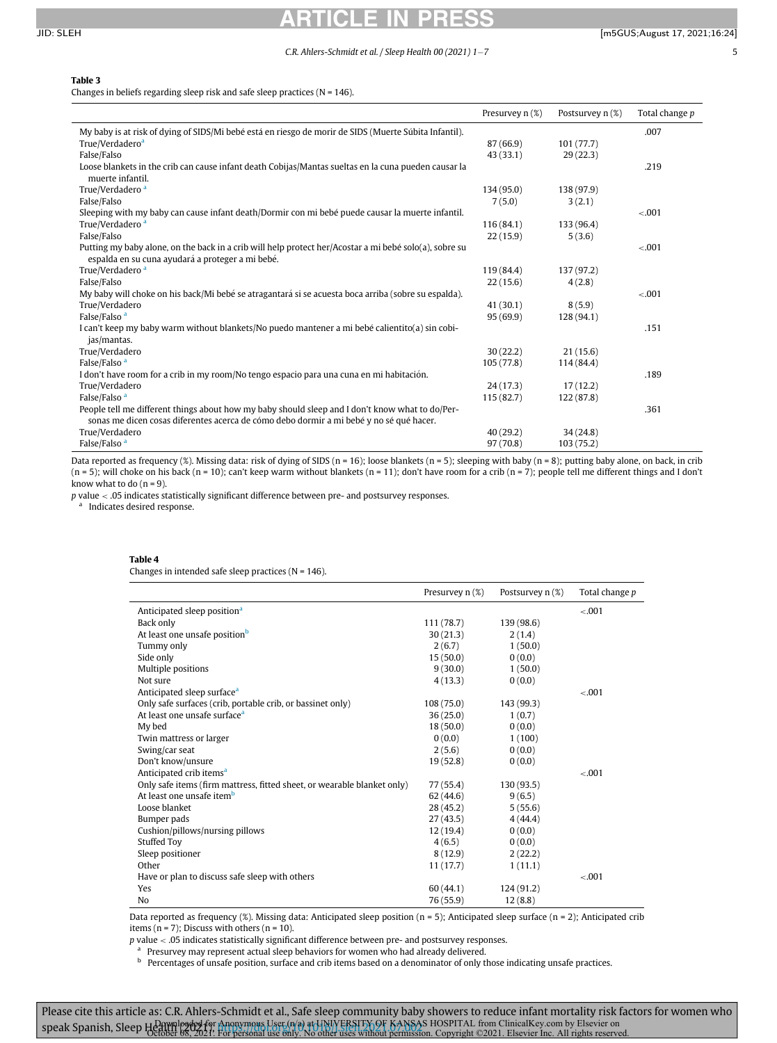**Table 3**
Changes in beliefs regarding sleep risk and safe sleep practices (N = 146).

| | Presurvey n (%) | Postsurvey n (%) | Total change p |
|---|---|---|---|
| My baby is at risk of dying of SIDS/Mi bebé está en riesgo de morir de SIDS (Muerte Súbita Infantil). | | | .007 |
| True/Verdadero[a] | 87 (66.9) | 101 (77.7) | |
| False/Falso | 43 (33.1) | 29 (22.3) | |
| Loose blankets in the crib can cause infant death Cobijas/Mantas sueltas en la cuna pueden causar la muerte infantil. | | | .219 |
| True/Verdadero [a] | 134 (95.0) | 138 (97.9) | |
| False/Falso | 7 (5.0) | 3 (2.1) | |
| Sleeping with my baby can cause infant death/Dormir con mi bebé puede causar la muerte infantil. | | | <.001 |
| True/Verdadero [a] | 116 (84.1) | 133 (96.4) | |
| False/Falso | 22 (15.9) | 5 (3.6) | |
| Putting my baby alone, on the back in a crib will help protect her/Acostar a mi bebé solo(a), sobre su espalda en su cuna ayudará a proteger a mi bebé. | | | <.001 |
| True/Verdadero [a] | 119 (84.4) | 137 (97.2) | |
| False/Falso | 22 (15.6) | 4 (2.8) | |
| My baby will choke on his back/Mi bebé se atragantará si se acuesta boca arriba (sobre su espalda). | | | <.001 |
| True/Verdadero | 41 (30.1) | 8 (5.9) | |
| False/Falso [a] | 95 (69.9) | 128 (94.1) | |
| I can't keep my baby warm without blankets/No puedo mantener a mi bebé calientito(a) sin cobijas/mantas. | | | .151 |
| True/Verdadero | 30 (22.2) | 21 (15.6) | |
| False/Falso [a] | 105 (77.8) | 114 (84.4) | |
| I don't have room for a crib in my room/No tengo espacio para una cuna en mi habitación. | | | .189 |
| True/Verdadero | 24 (17.3) | 17 (12.2) | |
| False/Falso [a] | 115 (82.7) | 122 (87.8) | |
| People tell me different things about how my baby should sleep and I don't know what to do/Personas me dicen cosas diferentes acerca de cómo debo dormir a mi bebé y no sé qué hacer. | | | .361 |
| True/Verdadero | 40 (29.2) | 34 (24.8) | |
| False/Falso [a] | 97 (70.8) | 103 (75.2) | |

Data reported as frequency (%). Missing data: risk of dying of SIDS (n = 16); loose blankets (n = 5); sleeping with baby (n = 8); putting baby alone, on back, in crib (n = 5); will choke on his back (n = 10); can't keep warm without blankets (n = 11); don't have room for a crib (n = 7); people tell me different things and I don't know what to do (n = 9).

$p$ value < .05 indicates statistically significant difference between pre- and postsurvey responses.

[a] Indicates desired response.

**Table 4**
Changes in intended safe sleep practices (N = 146).

| | Presurvey n (%) | Postsurvey n (%) | Total change p |
|---|---|---|---|
| Anticipated sleep position[a] | | | <.001 |
| Back only | 111 (78.7) | 139 (98.6) | |
| At least one unsafe position[b] | 30 (21.3) | 2 (1.4) | |
| Tummy only | 2 (6.7) | 1 (50.0) | |
| Side only | 15 (50.0) | 0 (0.0) | |
| Multiple positions | 9 (30.0) | 1 (50.0) | |
| Not sure | 4 (13.3) | 0 (0.0) | |
| Anticipated sleep surface[a] | | | <.001 |
| Only safe surfaces (crib, portable crib, or bassinet only) | 108 (75.0) | 143 (99.3) | |
| At least one unsafe surface[a] | 36 (25.0) | 1 (0.7) | |
| My bed | 18 (50.0) | 0 (0.0) | |
| Twin mattress or larger | 0 (0.0) | 1 (100) | |
| Swing/car seat | 2 (5.6) | 0 (0.0) | |
| Don't know/unsure | 19 (52.8) | 0 (0.0) | |
| Anticipated crib items[a] | | | <.001 |
| Only safe items (firm mattress, fitted sheet, or wearable blanket only) | 77 (55.4) | 130 (93.5) | |
| At least one unsafe item[b] | 62 (44.6) | 9 (6.5) | |
| Loose blanket | 28 (45.2) | 5 (55.6) | |
| Bumper pads | 27 (43.5) | 4 (44.4) | |
| Cushion/pillows/nursing pillows | 12 (19.4) | 0 (0.0) | |
| Stuffed Toy | 4 (6.5) | 0 (0.0) | |
| Sleep positioner | 8 (12.9) | 2 (22.2) | |
| Other | 11 (17.7) | 1 (11.1) | |
| Have or plan to discuss safe sleep with others | | | <.001 |
| Yes | 60 (44.1) | 124 (91.2) | |
| No | 76 (55.9) | 12 (8.8) | |

Data reported as frequency (%). Missing data: Anticipated sleep position (n = 5); Anticipated sleep surface (n = 2); Anticipated crib items (n = 7); Discuss with others (n = 10).

$p$ value < .05 indicates statistically significant difference between pre- and postsurvey responses.

[a] Presurvey may represent actual sleep behaviors for women who had already delivered.

[b] Percentages of unsafe position, surface and crib items based on a denominator of only those indicating unsafe practices.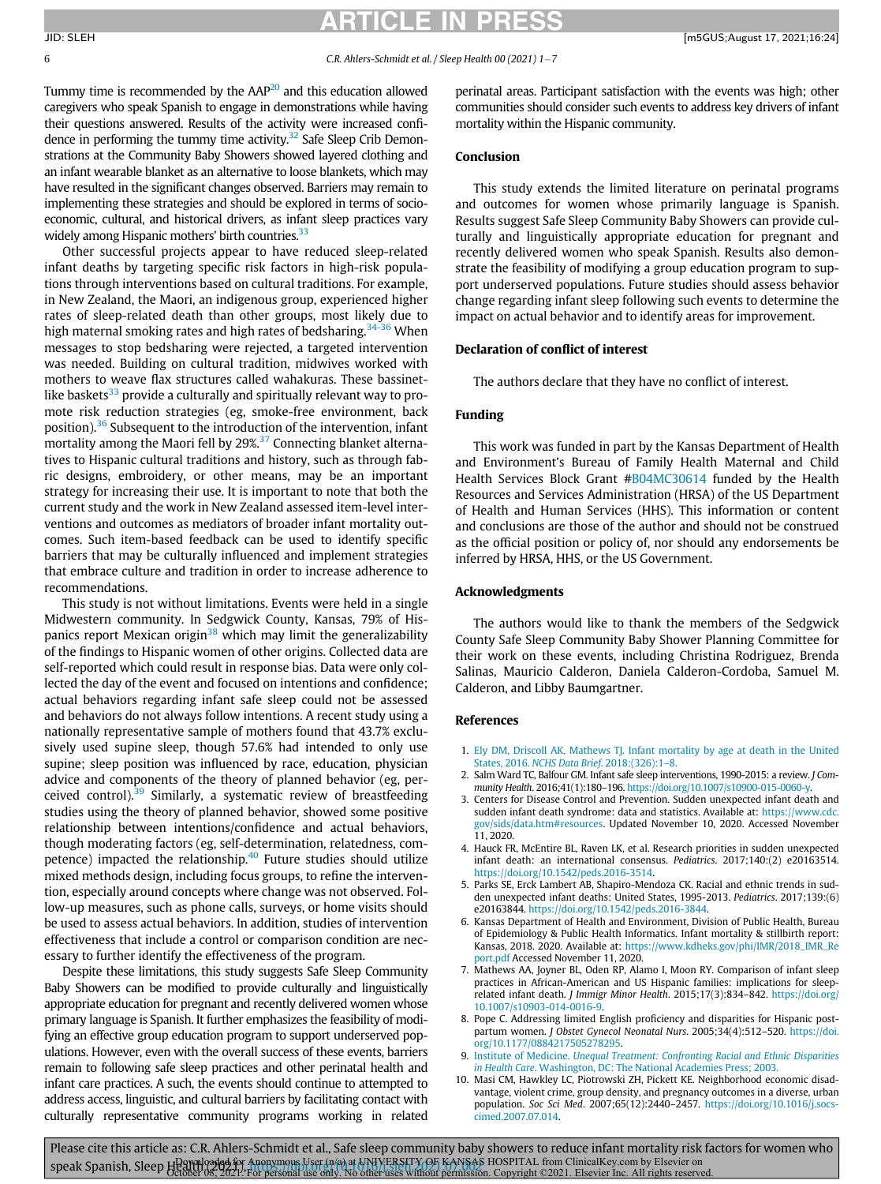Tummy time is recommended by the AAP[20] and this education allowed caregivers who speak Spanish to engage in demonstrations while having their questions answered. Results of the activity were increased confidence in performing the tummy time activity.[32] Safe Sleep Crib Demonstrations at the Community Baby Showers showed layered clothing and an infant wearable blanket as an alternative to loose blankets, which may have resulted in the significant changes observed. Barriers may remain to implementing these strategies and should be explored in terms of socioeconomic, cultural, and historical drivers, as infant sleep practices vary widely among Hispanic mothers' birth countries.[33]

Other successful projects appear to have reduced sleep-related infant deaths by targeting specific risk factors in high-risk populations through interventions based on cultural traditions. For example, in New Zealand, the Maori, an indigenous group, experienced higher rates of sleep-related death than other groups, most likely due to high maternal smoking rates and high rates of bedsharing.[34-36] When messages to stop bedsharing were rejected, a targeted intervention was needed. Building on cultural tradition, midwives worked with mothers to weave flax structures called wahakuras. These bassinet-like baskets[33] provide a culturally and spiritually relevant way to promote risk reduction strategies (eg, smoke-free environment, back position).[36] Subsequent to the introduction of the intervention, infant mortality among the Maori fell by 29%.[37] Connecting blanket alternatives to Hispanic cultural traditions and history, such as through fabric designs, embroidery, or other means, may be an important strategy for increasing their use. It is important to note that both the current study and the work in New Zealand assessed item-level interventions and outcomes as mediators of broader infant mortality outcomes. Such item-based feedback can be used to identify specific barriers that may be culturally influenced and implement strategies that embrace culture and tradition in order to increase adherence to recommendations.

This study is not without limitations. Events were held in a single Midwestern community. In Sedgwick County, Kansas, 79% of Hispanics report Mexican origin[38] which may limit the generalizability of the findings to Hispanic women of other origins. Collected data are self-reported which could result in response bias. Data were only collected the day of the event and focused on intentions and confidence; actual behaviors regarding infant safe sleep could not be assessed and behaviors do not always follow intentions. A recent study using a nationally representative sample of mothers found that 43.7% exclusively used supine sleep, though 57.6% had intended to only use supine; sleep position was influenced by race, education, physician advice and components of the theory of planned behavior (eg, perceived control).[39] Similarly, a systematic review of breastfeeding studies using the theory of planned behavior, showed some positive relationship between intentions/confidence and actual behaviors, though moderating factors (eg, self-determination, relatedness, competence) impacted the relationship.[40] Future studies should utilize mixed methods design, including focus groups, to refine the intervention, especially around concepts where change was not observed. Follow-up measures, such as phone calls, surveys, or home visits should be used to assess actual behaviors. In addition, studies of intervention effectiveness that include a control or comparison condition are necessary to further identify the effectiveness of the program.

Despite these limitations, this study suggests Safe Sleep Community Baby Showers can be modified to provide culturally and linguistically appropriate education for pregnant and recently delivered women whose primary language is Spanish. It further emphasizes the feasibility of modifying an effective group education program to support underserved populations. However, even with the overall success of these events, barriers remain to following safe sleep practices and other perinatal health and infant care practices. A such, the events should continue to attempted to address access, linguistic, and cultural barriers by facilitating contact with culturally representative community programs working in related perinatal areas. Participant satisfaction with the events was high; other communities should consider such events to address key drivers of infant mortality within the Hispanic community.

## Conclusion

This study extends the limited literature on perinatal programs and outcomes for women whose primarily language is Spanish. Results suggest Safe Sleep Community Baby Showers can provide culturally and linguistically appropriate education for pregnant and recently delivered women who speak Spanish. Results also demonstrate the feasibility of modifying a group education program to support underserved populations. Future studies should assess behavior change regarding infant sleep following such events to determine the impact on actual behavior and to identify areas for improvement.

## Declaration of conflict of interest

The authors declare that they have no conflict of interest.

## Funding

This work was funded in part by the Kansas Department of Health and Environment's Bureau of Family Health Maternal and Child Health Services Block Grant #B04MC30614 funded by the Health Resources and Services Administration (HRSA) of the US Department of Health and Human Services (HHS). This information or content and conclusions are those of the author and should not be construed as the official position or policy of, nor should any endorsements be inferred by HRSA, HHS, or the US Government.

## Acknowledgments

The authors would like to thank the members of the Sedgwick County Safe Sleep Community Baby Shower Planning Committee for their work on these events, including Christina Rodriguez, Brenda Salinas, Mauricio Calderon, Daniela Calderon-Cordoba, Samuel M. Calderon, and Libby Baumgartner.

## References

1. Ely DM, Driscoll AK, Mathews TJ. Infant mortality by age at death in the United States, 2016. *NCHS Data Brief*. 2018:(326):1–8.
2. Salm Ward TC, Balfour GM. Infant safe sleep interventions, 1990-2015: a review. *J Community Health*. 2016;41(1):180–196. https://doi.org/10.1007/s10900-015-0060-y.
3. Centers for Disease Control and Prevention. Sudden unexpected infant death and sudden infant death syndrome: data and statistics. Available at: https://www.cdc.gov/sids/data.htm#resources. Updated November 10, 2020. Accessed November 11, 2020.
4. Hauck FR, McEntire BL, Raven LK, et al. Research priorities in sudden unexpected infant death: an international consensus. *Pediatrics*. 2017;140:(2) e20163514. https://doi.org/10.1542/peds.2016-3514.
5. Parks SE, Erck Lambert AB, Shapiro-Mendoza CK. Racial and ethnic trends in sudden unexpected infant deaths: United States, 1995-2013. *Pediatrics*. 2017;139:(6) e20163844. https://doi.org/10.1542/peds.2016-3844.
6. Kansas Department of Health and Environment, Division of Public Health, Bureau of Epidemiology & Public Health Informatics. Infant mortality & stillbirth report: Kansas, 2018. 2020. Available at: https://www.kdheks.gov/phi/IMR/2018_IMR_Report.pdf Accessed November 11, 2020.
7. Mathews AA, Joyner BL, Oden RP, Alamo I, Moon RY. Comparison of infant sleep practices in African-American and US Hispanic families: implications for sleep-related infant death. *J Immigr Minor Health*. 2015;17(3):834–842. https://doi.org/10.1007/s10903-014-0016-9.
8. Pope C. Addressing limited English proficiency and disparities for Hispanic postpartum women. *J Obstet Gynecol Neonatal Nurs*. 2005;34(4):512–520. https://doi.org/10.1177/0884217505278295.
9. Institute of Medicine. *Unequal Treatment: Confronting Racial and Ethnic Disparities in Health Care*. Washington, DC: The National Academies Press; 2003.
10. Masi CM, Hawkley LC, Piotrowski ZH, Pickett KE. Neighborhood economic disadvantage, violent crime, group density, and pregnancy outcomes in a diverse, urban population. *Soc Sci Med*. 2007;65(12):2440–2457. https://doi.org/10.1016/j.socscimed.2007.07.014.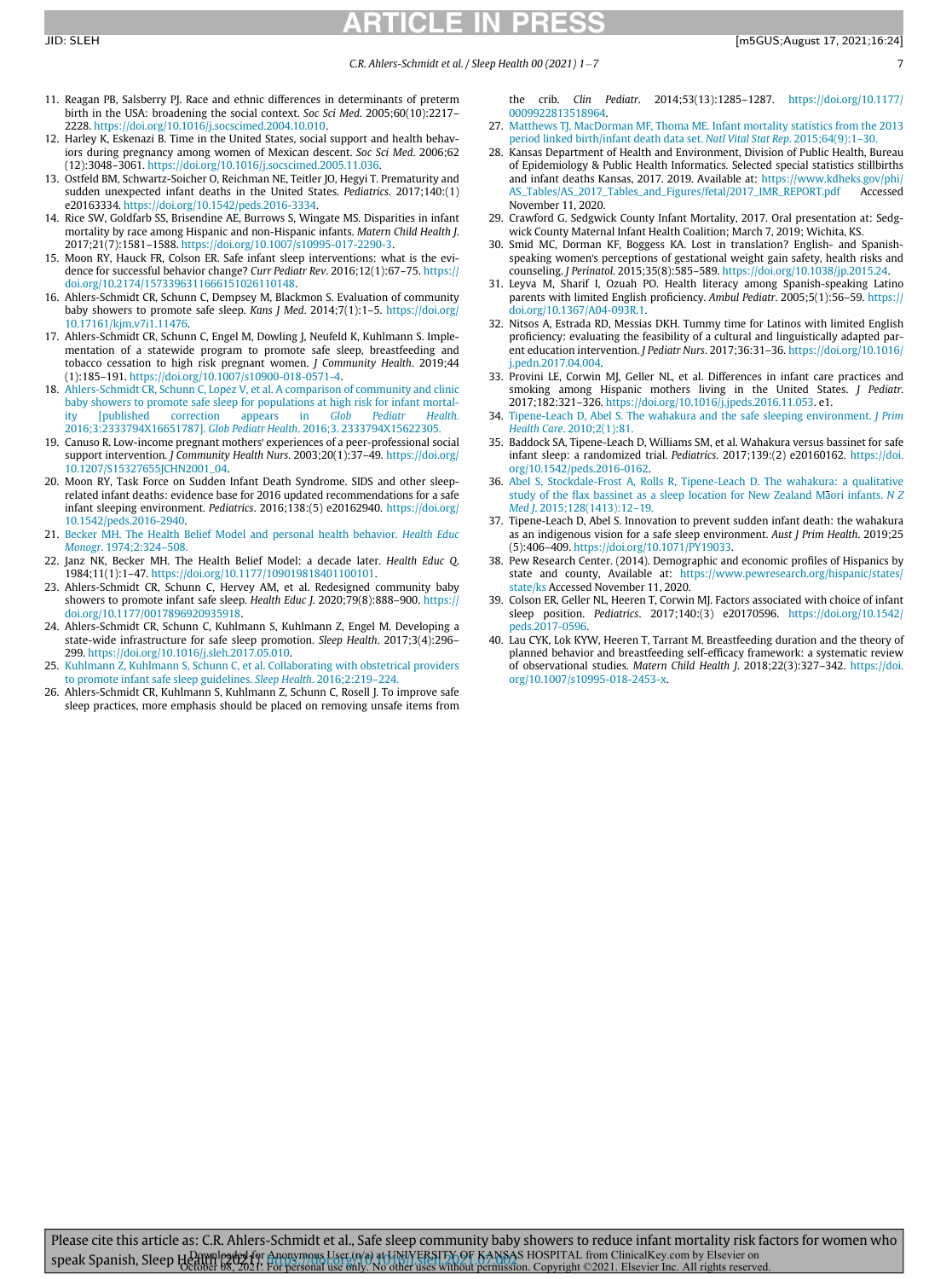11. Reagan PB, Salsberry PJ. Race and ethnic differences in determinants of preterm birth in the USA: broadening the social context. *Soc Sci Med*. 2005;60(10):2217–2228. https://doi.org/10.1016/j.socscimed.2004.10.010.
12. Harley K, Eskenazi B. Time in the United States, social support and health behaviors during pregnancy among women of Mexican descent. *Soc Sci Med*. 2006;62(12):3048–3061. https://doi.org/10.1016/j.socscimed.2005.11.036.
13. Ostfeld BM, Schwartz-Soicher O, Reichman NE, Teitler JO, Hegyi T. Prematurity and sudden unexpected infant deaths in the United States. *Pediatrics*. 2017;140:(1) e20163334. https://doi.org/10.1542/peds.2016-3334.
14. Rice SW, Goldfarb SS, Brisendine AE, Burrows S, Wingate MS. Disparities in infant mortality by race among Hispanic and non-Hispanic infants. *Matern Child Health J*. 2017;21(7):1581–1588. https://doi.org/10.1007/s10995-017-2290-3.
15. Moon RY, Hauck FR, Colson ER. Safe infant sleep interventions: what is the evidence for successful behavior change? *Curr Pediatr Rev*. 2016;12(1):67–75. https://doi.org/10.2174/1573396311666151026110148.
16. Ahlers-Schmidt CR, Schunn C, Dempsey M, Blackmon S. Evaluation of community baby showers to promote safe sleep. *Kans J Med*. 2014;7(1):1–5. https://doi.org/10.17161/kjm.v7i1.11476.
17. Ahlers-Schmidt CR, Schunn C, Engel M, Dowling J, Neufeld K, Kuhlmann S. Implementation of a statewide program to promote safe sleep, breastfeeding and tobacco cessation to high risk pregnant women. *J Community Health*. 2019;44(1):185–191. https://doi.org/10.1007/s10900-018-0571-4.
18. Ahlers-Schmidt CR, Schunn C, Lopez V, et al. A comparison of community and clinic baby showers to promote safe sleep for populations at high risk for infant mortality [published correction appears in *Glob Pediatr Health*. 2016;3:2333794X16651787]. *Glob Pediatr Health*. 2016;3. 2333794X15622305.
19. Canuso R. Low-income pregnant mothers' experiences of a peer-professional social support intervention. *J Community Health Nurs*. 2003;20(1):37–49. https://doi.org/10.1207/S15327655JCHN2001_04.
20. Moon RY, Task Force on Sudden Infant Death Syndrome. SIDS and other sleep-related infant deaths: evidence base for 2016 updated recommendations for a safe infant sleeping environment. *Pediatrics*. 2016;138:(5) e20162940. https://doi.org/10.1542/peds.2016-2940.
21. Becker MH. The Health Belief Model and personal health behavior. *Health Educ Monogr*. 1974;2:324–508.
22. Janz NK, Becker MH. The Health Belief Model: a decade later. *Health Educ Q*. 1984;11(1):1–47. https://doi.org/10.1177/109019818401100101.
23. Ahlers-Schmidt CR, Schunn C, Hervey AM, et al. Redesigned community baby showers to promote infant safe sleep. *Health Educ J*. 2020;79(8):888–900. https://doi.org/10.1177/0017896920935918.
24. Ahlers-Schmidt CR, Schunn C, Kuhlmann S, Kuhlmann Z, Engel M. Developing a state-wide infrastructure for safe sleep promotion. *Sleep Health*. 2017;3(4):296–299. https://doi.org/10.1016/j.sleh.2017.05.010.
25. Kuhlmann Z, Kuhlmann S, Schunn C, et al. Collaborating with obstetrical providers to promote infant safe sleep guidelines. *Sleep Health*. 2016;2:219–224.
26. Ahlers-Schmidt CR, Kuhlmann S, Kuhlmann Z, Schunn C, Rosell J. To improve safe sleep practices, more emphasis should be placed on removing unsafe items from the crib. *Clin Pediatr*. 2014;53(13):1285–1287. https://doi.org/10.1177/0009922813518964.
27. Matthews TJ, MacDorman MF, Thoma ME. Infant mortality statistics from the 2013 period linked birth/infant death data set. *Natl Vital Stat Rep*. 2015;64(9):1–30.
28. Kansas Department of Health and Environment, Division of Public Health, Bureau of Epidemiology & Public Health Informatics. Selected special statistics stillbirths and infant deaths Kansas, 2017. 2019. Available at: https://www.kdheks.gov/phi/AS_Tables/AS_2017_Tables_and_Figures/fetal/2017_IMR_REPORT.pdf Accessed November 11, 2020.
29. Crawford G. Sedgwick County Infant Mortality, 2017. Oral presentation at: Sedgwick County Maternal Infant Health Coalition; March 7, 2019; Wichita, KS.
30. Smid MC, Dorman KF, Boggess KA. Lost in translation? English- and Spanish-speaking women's perceptions of gestational weight gain safety, health risks and counseling. *J Perinatol*. 2015;35(8):585–589. https://doi.org/10.1038/jp.2015.24.
31. Leyva M, Sharif I, Ozuah PO. Health literacy among Spanish-speaking Latino parents with limited English proficiency. *Ambul Pediatr*. 2005;5(1):56–59. https://doi.org/10.1367/A04-093R.1.
32. Nitsos A, Estrada RD, Messias DKH. Tummy time for Latinos with limited English proficiency: evaluating the feasibility of a cultural and linguistically adapted parent education intervention. *J Pediatr Nurs*. 2017;36:31–36. https://doi.org/10.1016/j.pedn.2017.04.004.
33. Provini LE, Corwin MJ, Geller NL, et al. Differences in infant care practices and smoking among Hispanic mothers living in the United States. *J Pediatr*. 2017;182:321–326. https://doi.org/10.1016/j.jpeds.2016.11.053. e1.
34. Tipene-Leach D, Abel S. The wahakura and the safe sleeping environment. *J Prim Health Care*. 2010;2(1):81.
35. Baddock SA, Tipene-Leach D, Williams SM, et al. Wahakura versus bassinet for safe infant sleep: a randomized trial. *Pediatrics*. 2017;139:(2) e20160162. https://doi.org/10.1542/peds.2016-0162.
36. Abel S, Stockdale-Frost A, Rolls R, Tipene-Leach D. The wahakura: a qualitative study of the flax bassinet as a sleep location for New Zealand Māori infants. *N Z Med J*. 2015;128(1413):12–19.
37. Tipene-Leach D, Abel S. Innovation to prevent sudden infant death: the wahakura as an indigenous vision for a safe sleep environment. *Aust J Prim Health*. 2019;25(5):406–409. https://doi.org/10.1071/PY19033.
38. Pew Research Center. (2014). Demographic and economic profiles of Hispanics by state and county, Available at: https://www.pewresearch.org/hispanic/states/state/ks Accessed November 11, 2020.
39. Colson ER, Geller NL, Heeren T, Corwin MJ. Factors associated with choice of infant sleep position. *Pediatrics*. 2017;140:(3) e20170596. https://doi.org/10.1542/peds.2017-0596.
40. Lau CYK, Lok KYW, Heeren T, Tarrant M. Breastfeeding duration and the theory of planned behavior and breastfeeding self-efficacy framework: a systematic review of observational studies. *Matern Child Health J*. 2018;22(3):327–342. https://doi.org/10.1007/s10995-018-2453-x.